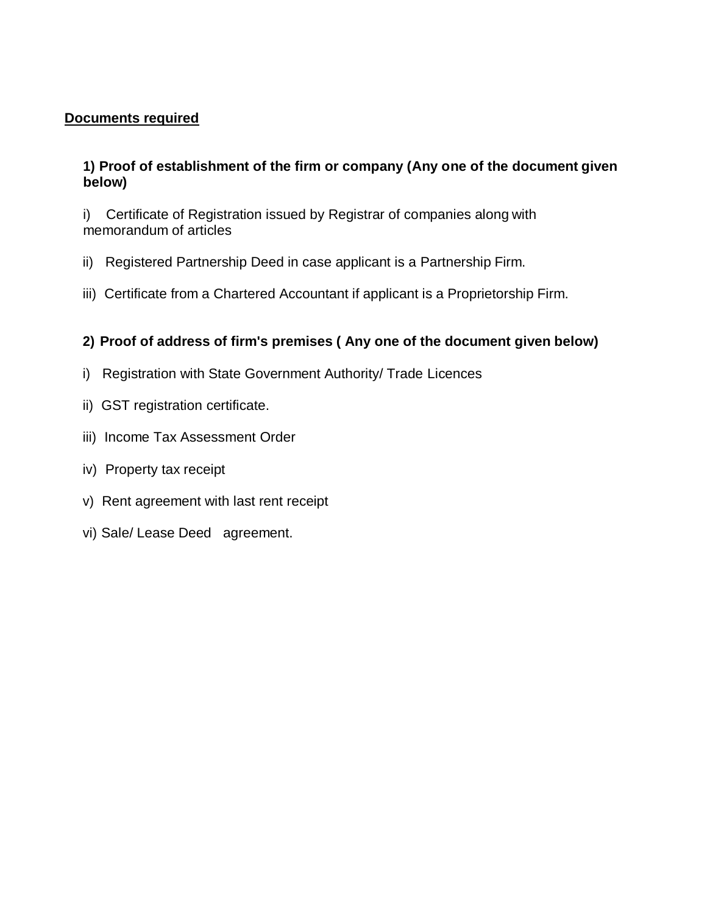**<u>Documents required</u>**

**1) Proof of establishment of the firm or company (Any one of the document given below)**

i) Certificate of Registration issued by Registrar of companies along with memorandum of articles

ii) Registered Partnership Deed in case applicant is a Partnership Firm.

iii) Certificate from a Chartered Accountant if applicant is a Proprietorship Firm.

**2) Proof of address of firm's premises ( Any one of the document given below)**

i) Registration with State Government Authority/ Trade Licences

ii) GST registration certificate.

iii) Income Tax Assessment Order

iv) Property tax receipt

v) Rent agreement with last rent receipt

vi) Sale/ Lease Deed agreement.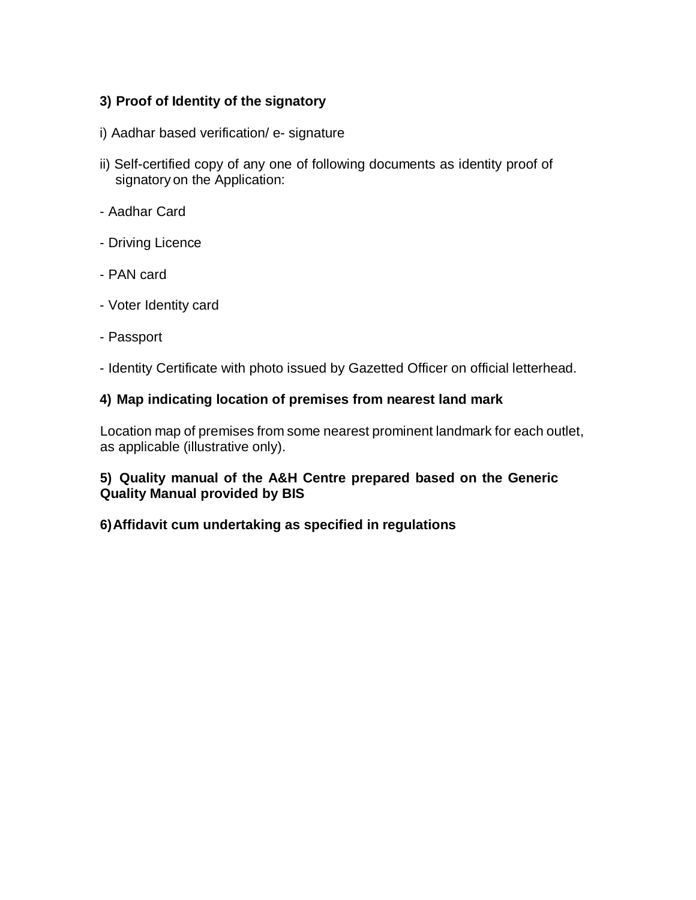**3) Proof of Identity of the signatory**

i) Aadhar based verification/ e- signature

ii) Self-certified copy of any one of following documents as identity proof of signatory on the Application:

- Aadhar Card
- Driving Licence
- PAN card
- Voter Identity card
- Passport
- Identity Certificate with photo issued by Gazetted Officer on official letterhead.

**4) Map indicating location of premises from nearest land mark**

Location map of premises from some nearest prominent landmark for each outlet, as applicable (illustrative only).

**5) Quality manual of the A&H Centre prepared based on the Generic Quality Manual provided by BIS**

**6) Affidavit cum undertaking as specified in regulations**